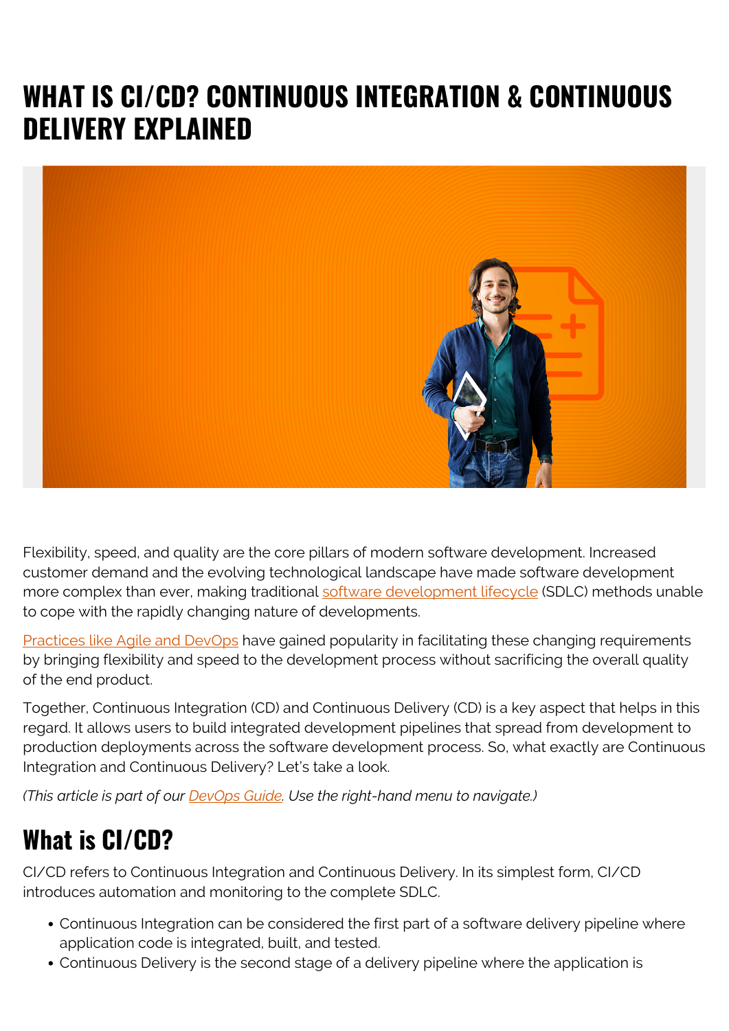# WHAT IS CI/CD? CONTINUOUS INTEGRATION & CONTINUOUS DELIVERY EXPLAINED

Flexibility, speed, and quality are the core pillars of modern software development. Increased customer demand and the evolving technological landscape have made software development more complex than ever, making traditional software development lifecycle (SDLC) methods unable to cope with the rapidly changing nature of developments.

Practices like Agile and DevOps have gained popularity in facilitating these changing requirements by bringing flexibility and speed to the development process without sacrificing the overall quality of the end product.

Together, Continuous Integration (CD) and Continuous Delivery (CD) is a key aspect that helps in this regard. It allows users to build integrated development pipelines that spread from development to production deployments across the software development process. So, what exactly are Continuous Integration and Continuous Delivery? Let's take a look.

*(This article is part of our DevOps Guide. Use the right-hand menu to navigate.)*

## What is CI/CD?

CI/CD refers to Continuous Integration and Continuous Delivery. In its simplest form, CI/CD introduces automation and monitoring to the complete SDLC.

- Continuous Integration can be considered the first part of a software delivery pipeline where application code is integrated, built, and tested.
- Continuous Delivery is the second stage of a delivery pipeline where the application is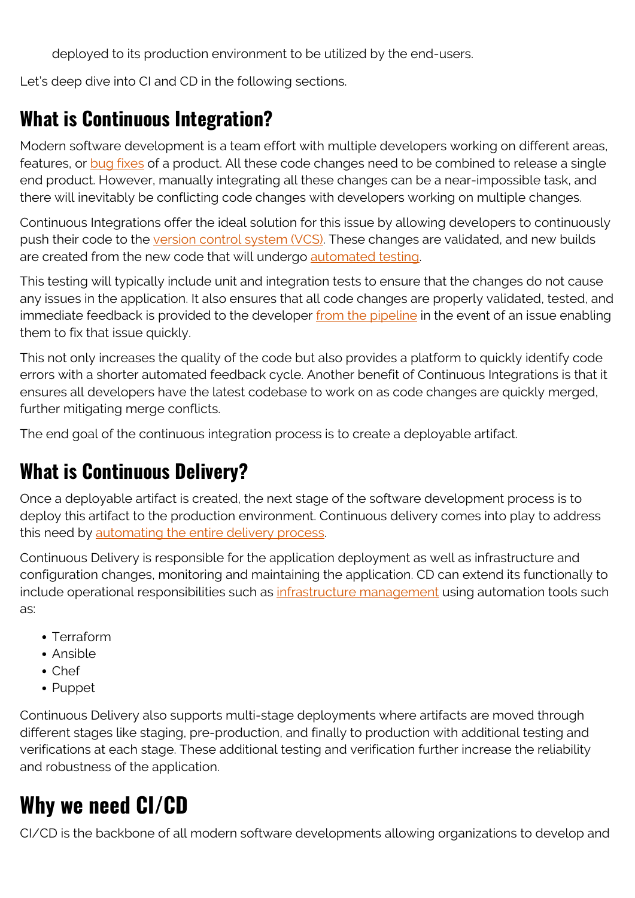deployed to its production environment to be utilized by the end-users.

Let's deep dive into CI and CD in the following sections.

## What is Continuous Integration?

Modern software development is a team effort with multiple developers working on different areas, features, or bug fixes of a product. All these code changes need to be combined to release a single end product. However, manually integrating all these changes can be a near-impossible task, and there will inevitably be conflicting code changes with developers working on multiple changes.

Continuous Integrations offer the ideal solution for this issue by allowing developers to continuously push their code to the version control system (VCS). These changes are validated, and new builds are created from the new code that will undergo automated testing.

This testing will typically include unit and integration tests to ensure that the changes do not cause any issues in the application. It also ensures that all code changes are properly validated, tested, and immediate feedback is provided to the developer from the pipeline in the event of an issue enabling them to fix that issue quickly.

This not only increases the quality of the code but also provides a platform to quickly identify code errors with a shorter automated feedback cycle. Another benefit of Continuous Integrations is that it ensures all developers have the latest codebase to work on as code changes are quickly merged, further mitigating merge conflicts.

The end goal of the continuous integration process is to create a deployable artifact.

## What is Continuous Delivery?

Once a deployable artifact is created, the next stage of the software development process is to deploy this artifact to the production environment. Continuous delivery comes into play to address this need by automating the entire delivery process.

Continuous Delivery is responsible for the application deployment as well as infrastructure and configuration changes, monitoring and maintaining the application. CD can extend its functionally to include operational responsibilities such as infrastructure management using automation tools such as:

- Terraform
- Ansible
- Chef
- Puppet

Continuous Delivery also supports multi-stage deployments where artifacts are moved through different stages like staging, pre-production, and finally to production with additional testing and verifications at each stage. These additional testing and verification further increase the reliability and robustness of the application.

# Why we need CI/CD

CI/CD is the backbone of all modern software developments allowing organizations to develop and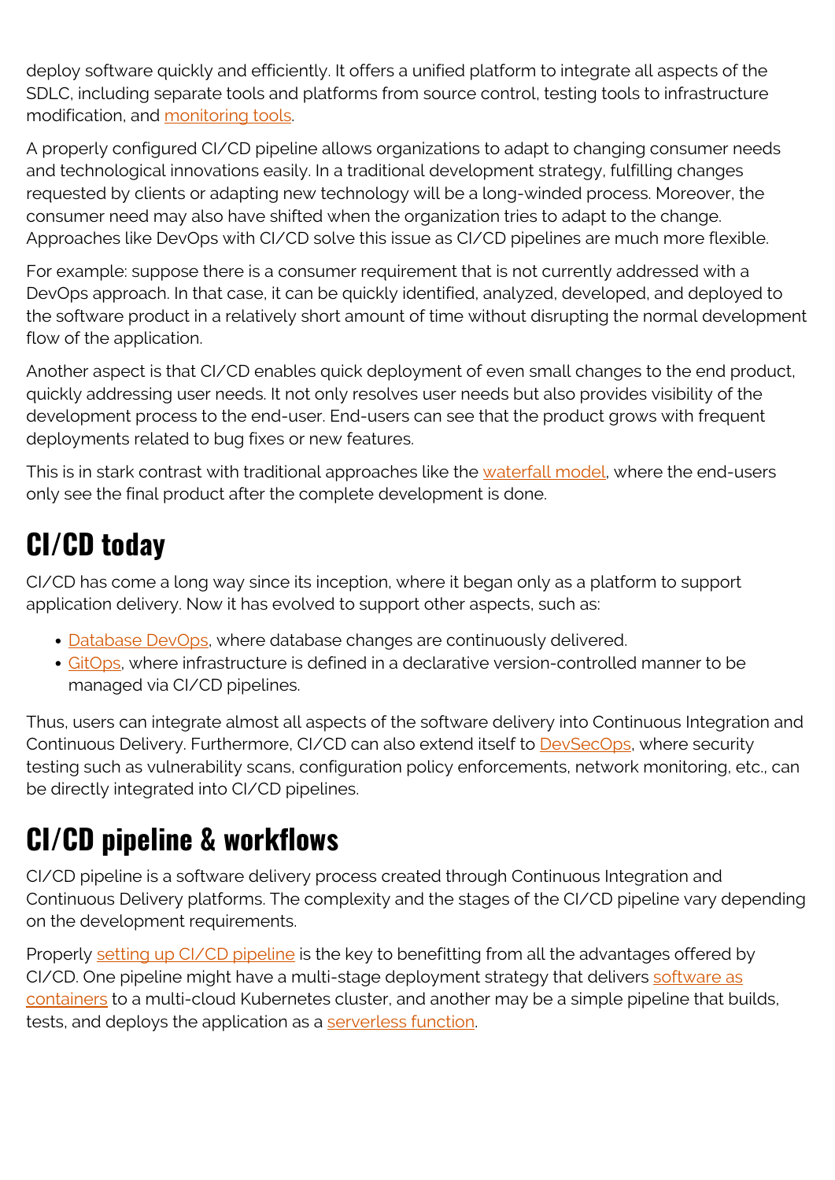deploy software quickly and efficiently. It offers a unified platform to integrate all aspects of the SDLC, including separate tools and platforms from source control, testing tools to infrastructure modification, and monitoring tools.

A properly configured CI/CD pipeline allows organizations to adapt to changing consumer needs and technological innovations easily. In a traditional development strategy, fulfilling changes requested by clients or adapting new technology will be a long-winded process. Moreover, the consumer need may also have shifted when the organization tries to adapt to the change. Approaches like DevOps with CI/CD solve this issue as CI/CD pipelines are much more flexible.

For example: suppose there is a consumer requirement that is not currently addressed with a DevOps approach. In that case, it can be quickly identified, analyzed, developed, and deployed to the software product in a relatively short amount of time without disrupting the normal development flow of the application.

Another aspect is that CI/CD enables quick deployment of even small changes to the end product, quickly addressing user needs. It not only resolves user needs but also provides visibility of the development process to the end-user. End-users can see that the product grows with frequent deployments related to bug fixes or new features.

This is in stark contrast with traditional approaches like the waterfall model, where the end-users only see the final product after the complete development is done.

## CI/CD today

CI/CD has come a long way since its inception, where it began only as a platform to support application delivery. Now it has evolved to support other aspects, such as:

- Database DevOps, where database changes are continuously delivered.
- GitOps, where infrastructure is defined in a declarative version-controlled manner to be managed via CI/CD pipelines.

Thus, users can integrate almost all aspects of the software delivery into Continuous Integration and Continuous Delivery. Furthermore, CI/CD can also extend itself to DevSecOps, where security testing such as vulnerability scans, configuration policy enforcements, network monitoring, etc., can be directly integrated into CI/CD pipelines.

## CI/CD pipeline & workflows

CI/CD pipeline is a software delivery process created through Continuous Integration and Continuous Delivery platforms. The complexity and the stages of the CI/CD pipeline vary depending on the development requirements.

Properly setting up CI/CD pipeline is the key to benefitting from all the advantages offered by CI/CD. One pipeline might have a multi-stage deployment strategy that delivers software as containers to a multi-cloud Kubernetes cluster, and another may be a simple pipeline that builds, tests, and deploys the application as a serverless function.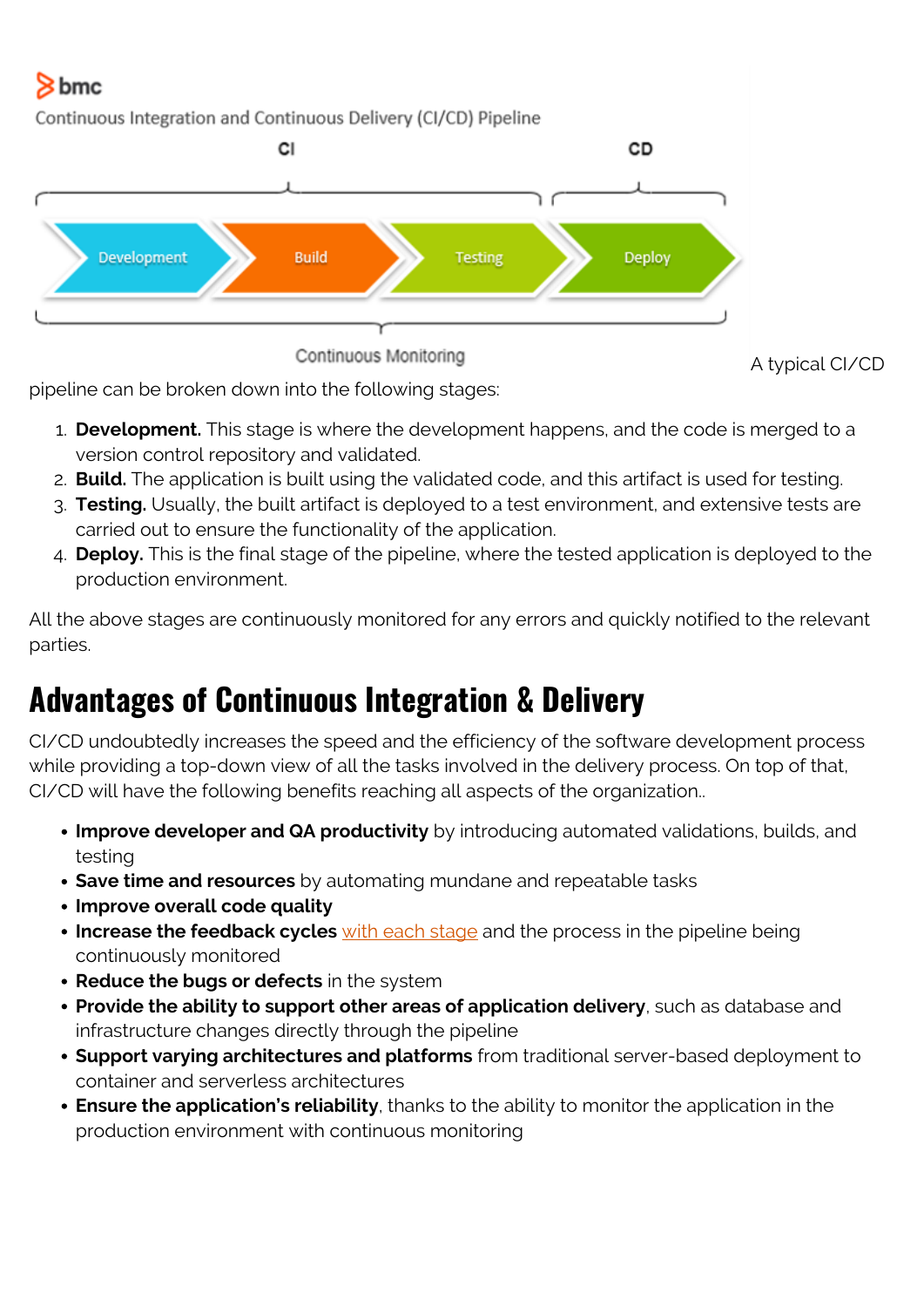A typical CI/CD pipeline can be broken down into the following stages:

1. **Development.** This stage is where the development happens, and the code is merged to a version control repository and validated.
2. **Build.** The application is built using the validated code, and this artifact is used for testing.
3. **Testing.** Usually, the built artifact is deployed to a test environment, and extensive tests are carried out to ensure the functionality of the application.
4. **Deploy.** This is the final stage of the pipeline, where the tested application is deployed to the production environment.

All the above stages are continuously monitored for any errors and quickly notified to the relevant parties.

## Advantages of Continuous Integration & Delivery

CI/CD undoubtedly increases the speed and the efficiency of the software development process while providing a top-down view of all the tasks involved in the delivery process. On top of that, CI/CD will have the following benefits reaching all aspects of the organization..

- **Improve developer and QA productivity** by introducing automated validations, builds, and testing
- **Save time and resources** by automating mundane and repeatable tasks
- **Improve overall code quality**
- **Increase the feedback cycles** with each stage and the process in the pipeline being continuously monitored
- **Reduce the bugs or defects** in the system
- **Provide the ability to support other areas of application delivery**, such as database and infrastructure changes directly through the pipeline
- **Support varying architectures and platforms** from traditional server-based deployment to container and serverless architectures
- **Ensure the application's reliability**, thanks to the ability to monitor the application in the production environment with continuous monitoring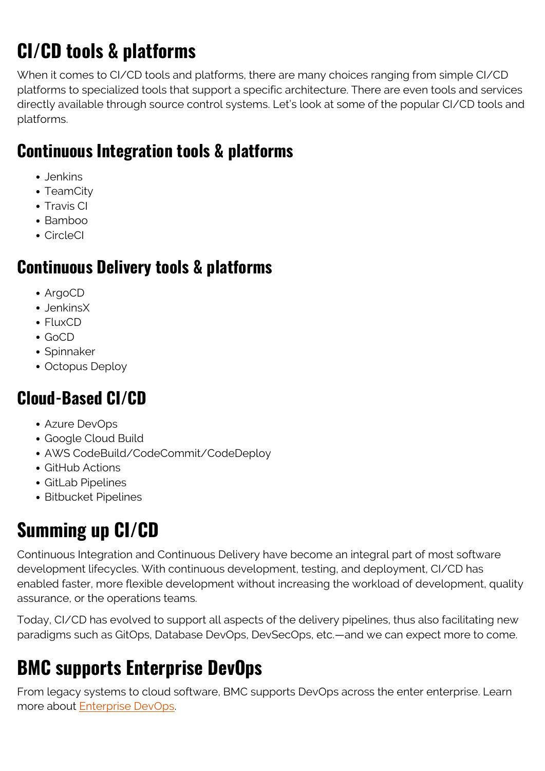# CI/CD tools & platforms

When it comes to CI/CD tools and platforms, there are many choices ranging from simple CI/CD platforms to specialized tools that support a specific architecture. There are even tools and services directly available through source control systems. Let's look at some of the popular CI/CD tools and platforms.

## Continuous Integration tools & platforms

- Jenkins
- TeamCity
- Travis CI
- Bamboo
- CircleCI

## Continuous Delivery tools & platforms

- ArgoCD
- JenkinsX
- FluxCD
- GoCD
- Spinnaker
- Octopus Deploy

## Cloud-Based CI/CD

- Azure DevOps
- Google Cloud Build
- AWS CodeBuild/CodeCommit/CodeDeploy
- GitHub Actions
- GitLab Pipelines
- Bitbucket Pipelines

# Summing up CI/CD

Continuous Integration and Continuous Delivery have become an integral part of most software development lifecycles. With continuous development, testing, and deployment, CI/CD has enabled faster, more flexible development without increasing the workload of development, quality assurance, or the operations teams.

Today, CI/CD has evolved to support all aspects of the delivery pipelines, thus also facilitating new paradigms such as GitOps, Database DevOps, DevSecOps, etc.—and we can expect more to come.

# BMC supports Enterprise DevOps

From legacy systems to cloud software, BMC supports DevOps across the enter enterprise. Learn more about [Enterprise DevOps](#).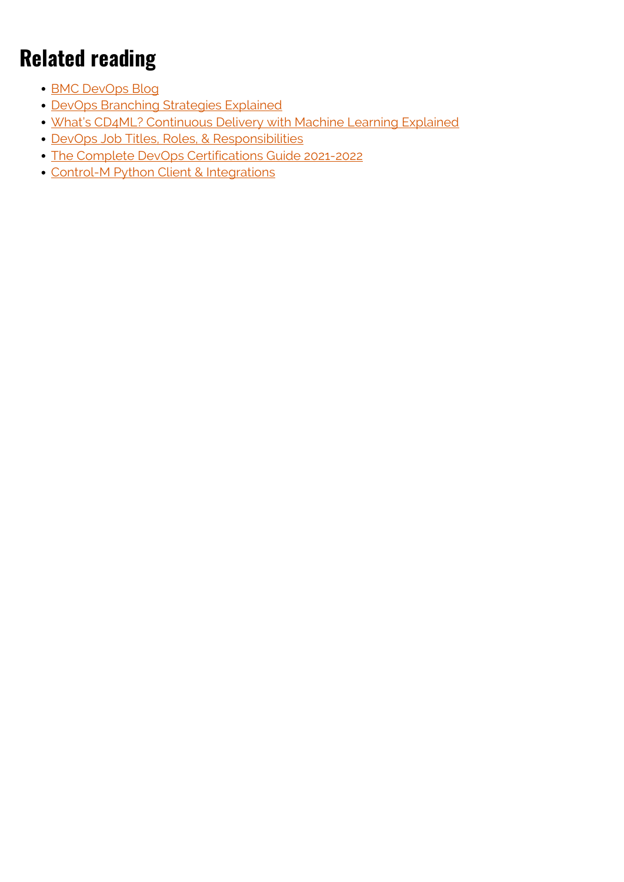## Related reading

- BMC DevOps Blog
- DevOps Branching Strategies Explained
- What's CD4ML? Continuous Delivery with Machine Learning Explained
- DevOps Job Titles, Roles, & Responsibilities
- The Complete DevOps Certifications Guide 2021-2022
- Control-M Python Client & Integrations